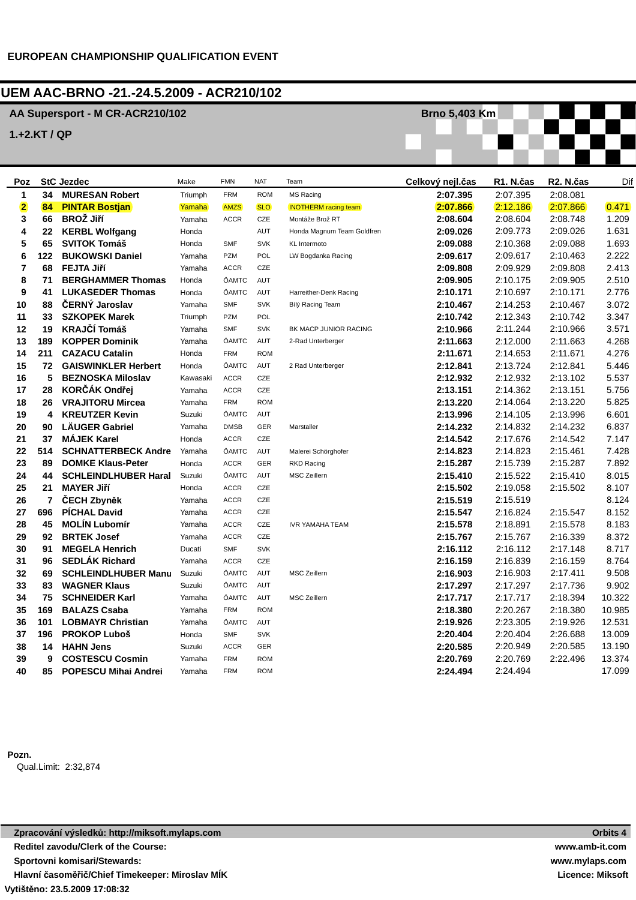**EUROPEAN CHAMPIONSHIP QUALIFICATION EVENT**

# UEM AAC-BRNO -21.-24.5.2009 - ACR210/102

**AA Supersport - M CR-ACR210/102** **Brno 5,403 Km**

**1.+2.KT / QP**

| Poz | StC | Jezdec | Make | FMN | NAT | Team | Celkový nejl.čas | R1. N.čas | R2. N.čas | Dif |
|---|---|---|---|---|---|---|---|---|---|---|
| 1 | 34 | MURESAN Robert | Triumph | FRM | ROM | MS Racing | 2:07.395 | 2:07.395 | 2:08.081 | |
| 2 | 84 | PINTAR Bostjan | Yamaha | AMZS | SLO | INOTHERM racing team | 2:07.866 | 2:12.186 | 2:07.866 | 0.471 |
| 3 | 66 | BROŽ Jiří | Yamaha | ACCR | CZE | Montáže Brož RT | 2:08.604 | 2:08.604 | 2:08.748 | 1.209 |
| 4 | 22 | KERBL Wolfgang | Honda | | AUT | Honda Magnum Team Goldfren | 2:09.026 | 2:09.773 | 2:09.026 | 1.631 |
| 5 | 65 | SVITOK Tomáš | Honda | SMF | SVK | KL Intermoto | 2:09.088 | 2:10.368 | 2:09.088 | 1.693 |
| 6 | 122 | BUKOWSKI Daniel | Yamaha | PZM | POL | LW Bogdanka Racing | 2:09.617 | 2:09.617 | 2:10.463 | 2.222 |
| 7 | 68 | FEJTA Jiří | Yamaha | ACCR | CZE | | 2:09.808 | 2:09.929 | 2:09.808 | 2.413 |
| 8 | 71 | BERGHAMMER Thomas | Honda | ÖAMTC | AUT | | 2:09.905 | 2:10.175 | 2:09.905 | 2.510 |
| 9 | 41 | LUKASEDER Thomas | Honda | ÖAMTC | AUT | Harreither-Denk Racing | 2:10.171 | 2:10.697 | 2:10.171 | 2.776 |
| 10 | 88 | ČERNÝ Jaroslav | Yamaha | SMF | SVK | Bílý Racing Team | 2:10.467 | 2:14.253 | 2:10.467 | 3.072 |
| 11 | 33 | SZKOPEK Marek | Triumph | PZM | POL | | 2:10.742 | 2:12.343 | 2:10.742 | 3.347 |
| 12 | 19 | KRAJČÍ Tomáš | Yamaha | SMF | SVK | BK MACP JUNIOR RACING | 2:10.966 | 2:11.244 | 2:10.966 | 3.571 |
| 13 | 189 | KOPPER Dominik | Yamaha | ÖAMTC | AUT | 2-Rad Unterberger | 2:11.663 | 2:12.000 | 2:11.663 | 4.268 |
| 14 | 211 | CAZACU Catalin | Honda | FRM | ROM | | 2:11.671 | 2:14.653 | 2:11.671 | 4.276 |
| 15 | 72 | GAISWINKLER Herbert | Honda | ÖAMTC | AUT | 2 Rad Unterberger | 2:12.841 | 2:13.724 | 2:12.841 | 5.446 |
| 16 | 5 | BEZNOSKA Miloslav | Kawasaki | ACCR | CZE | | 2:12.932 | 2:12.932 | 2:13.102 | 5.537 |
| 17 | 28 | KORČÁK Ondřej | Yamaha | ACCR | CZE | | 2:13.151 | 2:14.362 | 2:13.151 | 5.756 |
| 18 | 26 | VRAJITORU Mircea | Yamaha | FRM | ROM | | 2:13.220 | 2:14.064 | 2:13.220 | 5.825 |
| 19 | 4 | KREUTZER Kevin | Suzuki | ÖAMTC | AUT | | 2:13.996 | 2:14.105 | 2:13.996 | 6.601 |
| 20 | 90 | LÄUGER Gabriel | Yamaha | DMSB | GER | Marstaller | 2:14.232 | 2:14.832 | 2:14.232 | 6.837 |
| 21 | 37 | MÁJEK Karel | Honda | ACCR | CZE | | 2:14.542 | 2:17.676 | 2:14.542 | 7.147 |
| 22 | 514 | SCHNATTERBECK Andre | Yamaha | ÖAMTC | AUT | Malerei Schörghofer | 2:14.823 | 2:14.823 | 2:15.461 | 7.428 |
| 23 | 89 | DOMKE Klaus-Peter | Honda | ACCR | GER | RKD Racing | 2:15.287 | 2:15.739 | 2:15.287 | 7.892 |
| 24 | 44 | SCHLEINDLHUBER Haral | Suzuki | ÖAMTC | AUT | MSC Zeillern | 2:15.410 | 2:15.522 | 2:15.410 | 8.015 |
| 25 | 21 | MAYER Jiří | Honda | ACCR | CZE | | 2:15.502 | 2:19.058 | 2:15.502 | 8.107 |
| 26 | 7 | ČECH Zbyněk | Yamaha | ACCR | CZE | | 2:15.519 | 2:15.519 | | 8.124 |
| 27 | 696 | PÍCHAL David | Yamaha | ACCR | CZE | | 2:15.547 | 2:16.824 | 2:15.547 | 8.152 |
| 28 | 45 | MOLÍN Lubomír | Yamaha | ACCR | CZE | IVR YAMAHA TEAM | 2:15.578 | 2:18.891 | 2:15.578 | 8.183 |
| 29 | 92 | BRTEK Josef | Yamaha | ACCR | CZE | | 2:15.767 | 2:15.767 | 2:16.339 | 8.372 |
| 30 | 91 | MEGELA Henrich | Ducati | SMF | SVK | | 2:16.112 | 2:16.112 | 2:17.148 | 8.717 |
| 31 | 96 | SEDLÁK Richard | Yamaha | ACCR | CZE | | 2:16.159 | 2:16.839 | 2:16.159 | 8.764 |
| 32 | 69 | SCHLEINDLHUBER Manu | Suzuki | ÖAMTC | AUT | MSC Zeillern | 2:16.903 | 2:16.903 | 2:17.411 | 9.508 |
| 33 | 83 | WAGNER Klaus | Suzuki | ÖAMTC | AUT | | 2:17.297 | 2:17.297 | 2:17.736 | 9.902 |
| 34 | 75 | SCHNEIDER Karl | Yamaha | ÖAMTC | AUT | MSC Zeillern | 2:17.717 | 2:17.717 | 2:18.394 | 10.322 |
| 35 | 169 | BALAZS Csaba | Yamaha | FRM | ROM | | 2:18.380 | 2:20.267 | 2:18.380 | 10.985 |
| 36 | 101 | LOBMAYR Christian | Yamaha | ÖAMTC | AUT | | 2:19.926 | 2:23.305 | 2:19.926 | 12.531 |
| 37 | 196 | PROKOP Luboš | Honda | SMF | SVK | | 2:20.404 | 2:20.404 | 2:26.688 | 13.009 |
| 38 | 14 | HAHN Jens | Suzuki | ACCR | GER | | 2:20.585 | 2:20.949 | 2:20.585 | 13.190 |
| 39 | 9 | COSTESCU Cosmin | Yamaha | FRM | ROM | | 2:20.769 | 2:20.769 | 2:22.496 | 13.374 |
| 40 | 85 | POPESCU Mihai Andrei | Yamaha | FRM | ROM | | 2:24.494 | 2:24.494 | | 17.099 |

**Pozn.**

Qual.Limit: 2:32,874

**Zpracování výsledků: http://miksoft.mylaps.com** **Orbits 4**

**Reditel zavodu/Clerk of the Course:** **www.amb-it.com**

**Sportovni komisari/Stewards:** **www.mylaps.com**

**Hlavní časoměřič/Chief Timekeeper: Miroslav MÍK** **Licence: Miksoft**

**Vytištěno: 23.5.2009 17:08:32**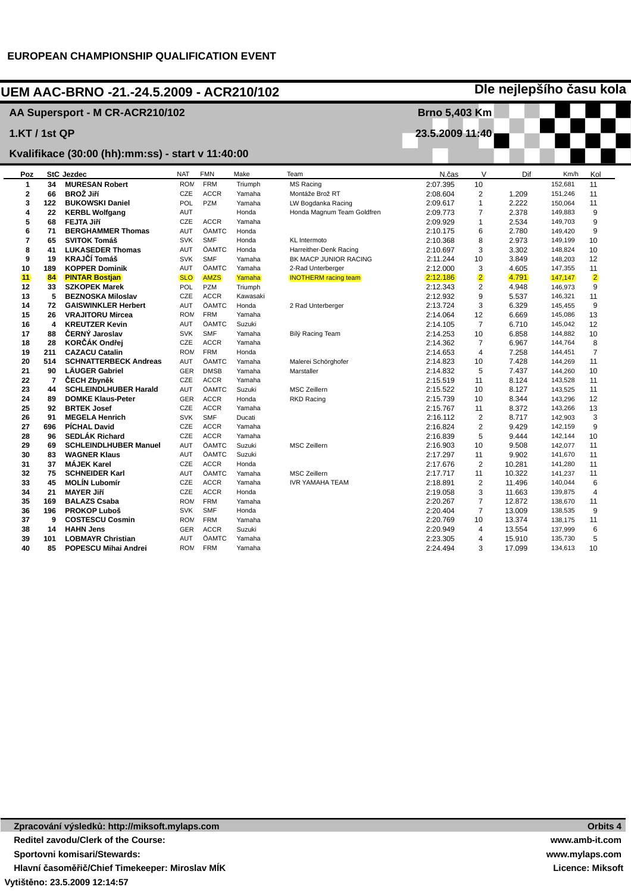EUROPEAN CHAMPIONSHIP QUALIFICATION EVENT

## UEM AAC-BRNO -21.-24.5.2009 - ACR210/102

**Dle nejlepšího času kola**

**AA Supersport - M CR-ACR210/102** — **Brno 5,403 Km**

**1.KT / 1st QP** — **23.5.2009 11:40**

**Kvalifikace (30:00 (hh):mm:ss) - start v 11:40:00**

| Poz | StC | Jezdec | NAT | FMN | Make | Team | N.čas | V | Dif | Km/h | Kol |
|---|---|---|---|---|---|---|---|---|---|---|---|
| 1 | 34 | MURESAN Robert | ROM | FRM | Triumph | MS Racing | 2:07.395 | 10 | | 152,681 | 11 |
| 2 | 66 | BROŽ Jiří | CZE | ACCR | Yamaha | Montáže Brož RT | 2:08.604 | 2 | 1.209 | 151,246 | 11 |
| 3 | 122 | BUKOWSKI Daniel | POL | PZM | Yamaha | LW Bogdanka Racing | 2:09.617 | 1 | 2.222 | 150,064 | 11 |
| 4 | 22 | KERBL Wolfgang | AUT | | Honda | Honda Magnum Team Goldfren | 2:09.773 | 7 | 2.378 | 149,883 | 9 |
| 5 | 68 | FEJTA Jiří | CZE | ACCR | Yamaha | | 2:09.929 | 1 | 2.534 | 149,703 | 9 |
| 6 | 71 | BERGHAMMER Thomas | AUT | ÖAMTC | Honda | | 2:10.175 | 6 | 2.780 | 149,420 | 9 |
| 7 | 65 | SVITOK Tomáš | SVK | SMF | Honda | KL Intermoto | 2:10.368 | 8 | 2.973 | 149,199 | 10 |
| 8 | 41 | LUKASEDER Thomas | AUT | ÖAMTC | Honda | Harreither-Denk Racing | 2:10.697 | 3 | 3.302 | 148,824 | 10 |
| 9 | 19 | KRAJČÍ Tomáš | SVK | SMF | Yamaha | BK MACP JUNIOR RACING | 2:11.244 | 10 | 3.849 | 148,203 | 12 |
| 10 | 189 | KOPPER Dominik | AUT | ÖAMTC | Yamaha | 2-Rad Unterberger | 2:12.000 | 3 | 4.605 | 147,355 | 11 |
| 11 | 84 | PINTAR Bostjan | SLO | AMZS | Yamaha | INOTHERM racing team | 2:12.186 | 2 | 4.791 | 147,147 | 2 |
| 12 | 33 | SZKOPEK Marek | POL | PZM | Triumph | | 2:12.343 | 2 | 4.948 | 146,973 | 9 |
| 13 | 5 | BEZNOSKA Miloslav | CZE | ACCR | Kawasaki | | 2:12.932 | 9 | 5.537 | 146,321 | 11 |
| 14 | 72 | GAISWINKLER Herbert | AUT | ÖAMTC | Honda | 2 Rad Unterberger | 2:13.724 | 3 | 6.329 | 145,455 | 9 |
| 15 | 26 | VRAJITORU Mircea | ROM | FRM | Yamaha | | 2:14.064 | 12 | 6.669 | 145,086 | 13 |
| 16 | 4 | KREUTZER Kevin | AUT | ÖAMTC | Suzuki | | 2:14.105 | 7 | 6.710 | 145,042 | 12 |
| 17 | 88 | ČERNÝ Jaroslav | SVK | SMF | Yamaha | Bílý Racing Team | 2:14.253 | 10 | 6.858 | 144,882 | 10 |
| 18 | 28 | KORČÁK Ondřej | CZE | ACCR | Yamaha | | 2:14.362 | 7 | 6.967 | 144,764 | 8 |
| 19 | 211 | CAZACU Catalin | ROM | FRM | Honda | | 2:14.653 | 4 | 7.258 | 144,451 | 7 |
| 20 | 514 | SCHNATTERBECK Andreas | AUT | ÖAMTC | Yamaha | Malerei Schörghofer | 2:14.823 | 10 | 7.428 | 144,269 | 11 |
| 21 | 90 | LÄUGER Gabriel | GER | DMSB | Yamaha | Marstaller | 2:14.832 | 5 | 7.437 | 144,260 | 10 |
| 22 | 7 | ČECH Zbyněk | CZE | ACCR | Yamaha | | 2:15.519 | 11 | 8.124 | 143,528 | 11 |
| 23 | 44 | SCHLEINDLHUBER Harald | AUT | ÖAMTC | Suzuki | MSC Zeillern | 2:15.522 | 10 | 8.127 | 143,525 | 11 |
| 24 | 89 | DOMKE Klaus-Peter | GER | ACCR | Honda | RKD Racing | 2:15.739 | 10 | 8.344 | 143,296 | 12 |
| 25 | 92 | BRTEK Josef | CZE | ACCR | Yamaha | | 2:15.767 | 11 | 8.372 | 143,266 | 13 |
| 26 | 91 | MEGELA Henrich | SVK | SMF | Ducati | | 2:16.112 | 2 | 8.717 | 142,903 | 3 |
| 27 | 696 | PÍCHAL David | CZE | ACCR | Yamaha | | 2:16.824 | 2 | 9.429 | 142,159 | 9 |
| 28 | 96 | SEDLÁK Richard | CZE | ACCR | Yamaha | | 2:16.839 | 5 | 9.444 | 142,144 | 10 |
| 29 | 69 | SCHLEINDLHUBER Manuel | AUT | ÖAMTC | Suzuki | MSC Zeillern | 2:16.903 | 10 | 9.508 | 142,077 | 11 |
| 30 | 83 | WAGNER Klaus | AUT | ÖAMTC | Suzuki | | 2:17.297 | 11 | 9.902 | 141,670 | 11 |
| 31 | 37 | MÁJEK Karel | CZE | ACCR | Honda | | 2:17.676 | 2 | 10.281 | 141,280 | 11 |
| 32 | 75 | SCHNEIDER Karl | AUT | ÖAMTC | Yamaha | MSC Zeillern | 2:17.717 | 11 | 10.322 | 141,237 | 11 |
| 33 | 45 | MOLÍN Lubomír | CZE | ACCR | Yamaha | IVR YAMAHA TEAM | 2:18.891 | 2 | 11.496 | 140,044 | 6 |
| 34 | 21 | MAYER Jiří | CZE | ACCR | Honda | | 2:19.058 | 3 | 11.663 | 139,875 | 4 |
| 35 | 169 | BALAZS Csaba | ROM | FRM | Yamaha | | 2:20.267 | 7 | 12.872 | 138,670 | 11 |
| 36 | 196 | PROKOP Luboš | SVK | SMF | Honda | | 2:20.404 | 7 | 13.009 | 138,535 | 9 |
| 37 | 9 | COSTESCU Cosmin | ROM | FRM | Yamaha | | 2:20.769 | 10 | 13.374 | 138,175 | 11 |
| 38 | 14 | HAHN Jens | GER | ACCR | Suzuki | | 2:20.949 | 4 | 13.554 | 137,999 | 6 |
| 39 | 101 | LOBMAYR Christian | AUT | ÖAMTC | Yamaha | | 2:23.305 | 4 | 15.910 | 135,730 | 5 |
| 40 | 85 | POPESCU Mihai Andrei | ROM | FRM | Yamaha | | 2:24.494 | 3 | 17.099 | 134,613 | 10 |

**Zpracování výsledků: http://miksoft.mylaps.com** — **Orbits 4**

**Reditel zavodu/Clerk of the Course:** — **www.amb-it.com**

**Sportovni komisari/Stewards:** — **www.mylaps.com**

**Hlavní časoměřič/Chief Timekeeper: Miroslav MÍK** — **Licence: Miksoft**

**Vytištěno: 23.5.2009 12:14:57**